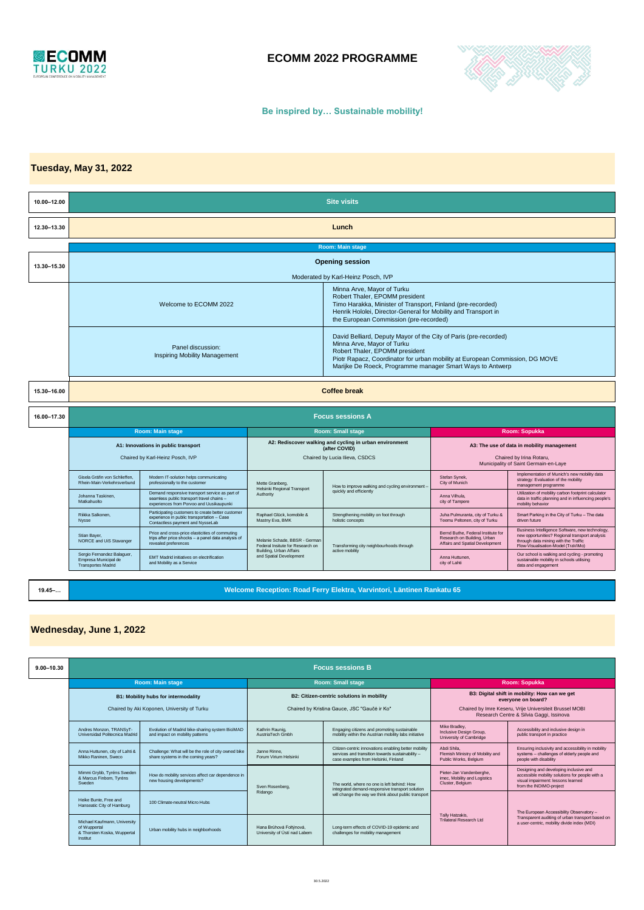# ECOMM 2022 PROGRAMME

**Be inspired by… Sustainable mobility!**

## Tuesday, May 31, 2022

| Time | Programme |
|---|---|
| 10.00–12.00 | **Site visits** |
| 12.30–13.30 | **Lunch** |

**Room: Main stage**

| Time | | |
|---|---|---|
| 13.30–15.30 | **Opening session** | |
| | Moderated by Karl-Heinz Posch, IVP | |
| | Welcome to ECOMM 2022 | Minna Arve, Mayor of Turku<br>Robert Thaler, EPOMM president<br>Timo Harakka, Minister of Transport, Finland (pre-recorded)<br>Henrik Hololei, Director-General for Mobility and Transport in the European Commission (pre-recorded) |
| | Panel discussion:<br>Inspiring Mobility Management | David Belliard, Deputy Mayor of the City of Paris (pre-recorded)<br>Minna Arve, Mayor of Turku<br>Robert Thaler, EPOMM president<br>Piotr Rapacz, Coordinator for urban mobility at European Commission, DG MOVE<br>Marijke De Roeck, Programme manager Smart Ways to Antwerp |

| Time | Programme |
|---|---|
| 15.30–16.00 | **Coffee break** |

### 16.00–17.30 Focus sessions A

| Room: Main stage | | Room: Small stage | | Room: Sopukka | |
|---|---|---|---|---|---|
| **A1: Innovations in public transport**<br>Chaired by Karl-Heinz Posch, IVP | | **A2: Rediscover walking and cycling in urban environment (after COVID)**<br>Chaired by Lucia Ilieva, CSDCS | | **A3: The use of data in mobility management**<br>Chaired by Irina Rotaru, Municipality of Saint Germain-en-Laye | |
| Gisela Gräfin von Schlieffen, Rhein-Main-Verkehrsverbund | Modern IT-solution helps communicating professionally to the customer | Mette Granberg, Helsinki Regional Transport Authority | How to improve walking and cycling environment – quickly and efficiently | Stefan Synek, City of Munich | Implementation of Munich's new mobility data strategy: Evaluation of the mobility management programme |
| Johanna Taskinen, Matkahuolto | Demand responsive transport service as part of seamless public transport travel chains – experiences from Porvoo and Uusikaupunki | | | Anna Vilhula, city of Tampere | Utilization of mobility carbon footprint calculator data in traffic planning and in influencing people's mobility behavior |
| Riikka Salkonen, Nysse | Participating customers to create better customer experience in public transportation – Case Contactless payment and NysseLab | Raphael Glück, komobile & Mastny Eva, BMK | Strengthening mobility on foot through holistic concepts | Juha Pulmuranta, city of Turku & Teemu Peltonen, city of Turku | Smart Parking in the City of Turku – The data driven future |
| Stian Bayer, NORCE and UiS Stavanger | Price and cross-price elasticities of commuting trips after price shocks – a panel data analysis of revealed preferences | Melanie Schade, BBSR - German Federal Insitute for Research on Building, Urban Affairs and Spatial Development | Transforming city neighbourhoods through active mobility | Bernd Buthe, Federal Institute for Research on Building, Urban Affairs and Spatial Development | Business Intelligence Software, new technology, new opportunities? Regional transport analysis through data mining with the Traffic Flow-Visualisation-Model (TraViMo) |
| Sergio Fernandez Balaguer, Empresa Municipal de Transportes Madrid | EMT Madrid initiatives on electrification and Mobility as a Service | | | Anna Huttunen, city of Lahti | Our school is walking and cycling - promoting sustainable mobility in schools utilising data and engagement |

| Time | Programme |
|---|---|
| 19.45–… | **Welcome Reception: Road Ferry Elektra, Varvintori, Läntinen Rankatu 65** |

## Wednesday, June 1, 2022

### 9.00–10.30 Focus sessions B

| Room: Main stage | | Room: Small stage | | Room: Sopukka | |
|---|---|---|---|---|---|
| **B1: Mobility hubs for intermodality**<br>Chaired by Aki Koponen, University of Turku | | **B2: Citizen-centric solutions in mobility**<br>Chaired by Kristina Gauce, JSC "Gaučė ir Ko" | | **B3: Digital shift in mobility: How can we get everyone on board?**<br>Chaired by Imre Keseru, Vrije Universiteit Brussel MOBI Research Centre & Silvia Gaggi, Issinova | |
| Andres Monzon, TRANSyT-Universidad Politecnica Madrid | Evolution of Madrid bike-sharing system BiciMAD and impact on mobility patterns | Kathrin Raunig, AustriaTech Gmbh | Engaging citizens and promoting sustainable mobility within the Austrian mobility labs initiative | Mike Bradley, Inclusive Design Group, University of Cambridge | Accessibility and inclusive design in public transport in practice |
| Anna Huttunen, city of Lahti & Mikko Raninen, Sweco | Challenge: What will be the role of city owned bike share systems in the coming years? | Janne Rinne, Forum Virium Helsinki | Citizen-centric innovations enabling better mobility services and transition towards sustainability – case examples from Helsinki, Finland | Abdi Shila, Flemish Ministry of Mobility and Public Works, Belgium | Ensuring inclusivity and accessibility in mobility systems – challenges of elderly people and people with disability |
| Mimmi Grybb, Tyréns Sweden & Marcus Finbom, Tyréns Sweden | How do mobility services affect car dependence in new housing developments? | Sven Rosenberg, Ridango | The world, where no one is left behind: How integrated demand-responsive transport solution will change the way we think about public transport | Pieter-Jan Vandenberghe, imec, Mobility and Logistics Cluster, Belgium | Designing and developing inclusive and accessible mobility solutions for people with a visual impairment: lessons learned from the INDIMO-project |
| Heike Bunte, Free and Hanseatic City of Hamburg | 100 Climate-neutral Micro Hubs | | | Tally Hatzakis, Trilateral Research Ltd | The European Accessibility Observatory – Transparent auditing of urban transport based on a user-centric, mobility divide index (MDI) |
| Michael Kaufmann, University of Wuppertal & Thorsten Koska, Wuppertal Institut | Urban mobility hubs in neighborhoods | Hana Brůhová Foltýnová, University of Ústí nad Labem | Long-term effects of COVID-19 epidemic and challenges for mobility management | | |

30.5.2022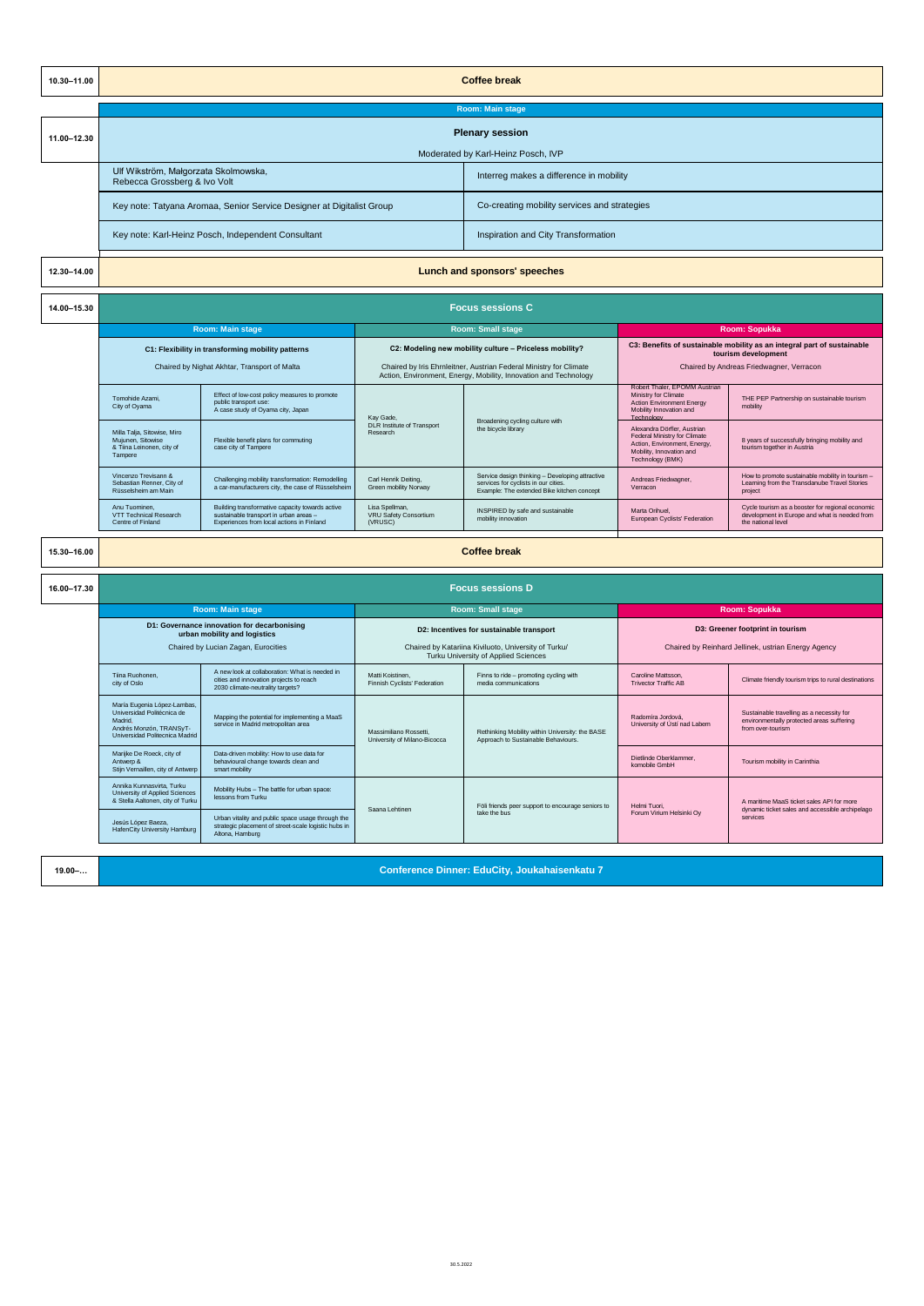| Time | Programme |
|---|---|
| 10.30–11.00 | **Coffee break** |

**Room: Main stage**

| Time | Programme | |
|---|---|---|
| 11.00–12.30 | **Plenary session** | |
| | Moderated by Karl-Heinz Posch, IVP | |
| | Ulf Wikström, Małgorzata Skolmowska, Rebecca Grossberg & Ivo Volt | Interreg makes a difference in mobility |
| | Key note: Tatyana Aromaa, Senior Service Designer at Digitalist Group | Co-creating mobility services and strategies |
| | Key note: Karl-Heinz Posch, Independent Consultant | Inspiration and City Transformation |

| Time | Programme |
|---|---|
| 12.30–14.00 | **Lunch and sponsors' speeches** |

## 14.00–15.30 Focus sessions C

| Room: Main stage | | Room: Small stage | | Room: Sopukka | |
|---|---|---|---|---|---|
| **C1: Flexibility in transforming mobility patterns** Chaired by Nighat Akhtar, Transport of Malta | | **C2: Modeling new mobility culture – Priceless mobility?** Chaired by Iris Ehrnleitner, Austrian Federal Ministry for Climate Action, Environment, Energy, Mobility, Innovation and Technology | | **C3: Benefits of sustainable mobility as an integral part of sustainable tourism development** Chaired by Andreas Friedwagner, Verracon | |
| Tomohide Azami, City of Oyama | Effect of low-cost policy measures to promote public transport use: A case study of Oyama city, Japan | Kay Gade, DLR Institute of Transport Research | Broadening cycling culture with the bicycle library | Robert Thaler, EPOMM Austrian Ministry for Climate Action Environment Energy Mobility Innovation and Technology | THE PEP Partnership on sustainable tourism mobility |
| Milla Talja, Sitowise, Miro Mujunen, Sitowise & Tiina Leinonen, city of Tampere | Flexible benefit plans for commuting case city of Tampere | | | Alexandra Dörfler, Austrian Federal Ministry for Climate Action, Environment, Energy, Mobility, Innovation and Technology (BMK) | 8 years of successfully bringing mobility and tourism together in Austria |
| Vincenzo Trevisann & Sebastian Renner, City of Rüsselsheim am Main | Challenging mobility transformation: Remodelling a car-manufacturers city, the case of Rüsselsheim | Carl Henrik Deiting, Green mobility Norway | Service design thinking – Developing attractive services for cyclists in our cities. Example: The extended Bike kitchen concept | Andreas Friedwagner, Verracon | How to promote sustainable mobility in tourism – Learning from the Transdanube Travel Stories project |
| Anu Tuominen, VTT Technical Research Centre of Finland | Building transformative capacity towards active sustainable transport in urban areas – Experiences from local actions in Finland | Lisa Spellman, VRU Safety Consortium (VRUSC) | INSPIRED by safe and sustainable mobility innovation | Marta Orihuel, European Cyclists' Federation | Cycle tourism as a booster for regional economic development in Europe and what is needed from the national level |

| Time | Programme |
|---|---|
| 15.30–16.00 | **Coffee break** |

## 16.00–17.30 Focus sessions D

| Room: Main stage | | Room: Small stage | | Room: Sopukka | |
|---|---|---|---|---|---|
| **D1: Governance innovation for decarbonising urban mobility and logistics** Chaired by Lucian Zagan, Eurocities | | **D2: Incentives for sustainable transport** Chaired by Katariina Kiviluoto, University of Turku/ Turku University of Applied Sciences | | **D3: Greener footprint in tourism** Chaired by Reinhard Jellinek, ustrian Energy Agency | |
| Tiina Ruohonen, city of Oslo | A new look at collaboration: What is needed in cities and innovation projects to reach 2030 climate-neutrality targets? | Matti Koistinen, Finnish Cyclists' Federation | Finns to ride – promoting cycling with media communications | Caroline Mattsson, Trivector Traffic AB | Climate friendly tourism trips to rural destinations |
| María Eugenia López-Lambas, Universidad Politécnica de Madrid, Andrés Monzón, TRANSyT-Universidad Politecnica Madrid | Mapping the potential for implementing a MaaS service in Madrid metropolitan area | Massimiliano Rossetti, University of Milano-Bicocca | Rethinking Mobility within University: the BASE Approach to Sustainable Behaviours. | Radomira Jordová, University of Ústí nad Labem | Sustainable travelling as a necessity for environmentally protected areas suffering from over-tourism |
| Marijke De Roeck, city of Antwerp & Stijn Vernaillen, city of Antwerp | Data-driven mobility: How to use data for behavioural change towards clean and smart mobility | | | Dietlinde Oberklammer, komobile GmbH | Tourism mobility in Carinthia |
| Annika Kunnasvirta, Turku University of Applied Sciences & Stella Aaltonen, city of Turku | Mobility Hubs – The battle for urban space: lessons from Turku | Saana Lehtinen | Föli friends peer support to encourage seniors to take the bus | Helmi Tuori, Forum Virium Helsinki Oy | A maritime MaaS ticket sales API for more dynamic ticket sales and accessible archipelago services |
| Jesús López Baeza, HafenCity University Hamburg | Urban vitality and public space usage through the strategic placement of street-scale logistic hubs in Altona, Hamburg | | | | |

| Time | Programme |
|---|---|
| 19.00–… | **Conference Dinner: EduCity, Joukahaisenkatu 7** |

30.5.2022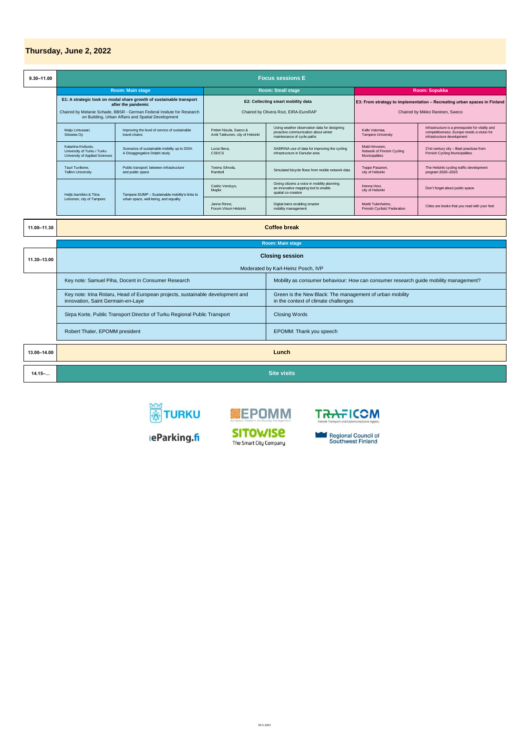## Thursday, June 2, 2022

| | | | | | | |
|---|---|---|---|---|---|---|
| **9.30–11.00** | **Focus sessions E** | | | | | |
| | **Room: Main stage** | | **Room: Small stage** | | **Room: Sopukka** | |
| | **E1: A strategic look on modal share growth of sustainable transport after the pandemic** Chaired by Melanie Schade, BBSR - German Federal Insitute for Research on Building, Urban Affairs and Spatial Development | | **E2: Collecting smart mobility data** Chaired by Olivera Rozi, EIRA-EuroRAP | | **E3: From strategy to implementation – Recreating urban spaces in Finland** Chaired by Mikko Raninen, Sweco | |
| | Maiju Lintusaari, Sitowise Oy | Improving the level of service of sustainable travel chains | Petteri Nisula, Sweco & Antti Takkunen, city of Helsinki | Using weather observation data for designing proactive communication about winter maintenance of cycle paths | Kalle Vaismaa, Tampere University | Infrastructure is a prerequisite for vitality and competitiveness. Europe needs a vision for infrastructure development |
| | Katariina Kiviluoto, University of Turku / Turku University of Applied Sciences | Scenarios of sustainable mobility up to 2034: A Disaggregative Delphi study | Lucia Ilieva, CSDCS | SABRINA use of data for improving the cycling infrastructure in Danube area | Matti Hirvonen, Network of Finnish Cycling Municipalities | 21st century city – Best practices from Finnish Cycling Municipalities |
| | Tauri Tuvikene, Tallinn University | Public transport: between infrastructure and public space | Teemu Sihvola, Ramboll | Simulated bicycle flows from mobile network data | Teppo Pasanen, city of Helsinki | The Helsinki cycling traffic development program 2020–2025 |
| | Heljä Aarnikko & Tiina Leinonen, city of Tampere | Tampere SUMP – Sustainable mobility's links to urban space, well-being, and equality | Cedric Versluys, Maplix | Giving citizens a voice in mobility planning: an innovative mapping tool to enable spatial co-creation | Henna Hovi, city of Helsinki | Don't forget about public space |
| | | | Janne Rinne, Forum Virium Helsinki | Digital twins enabling smarter mobility management | Martti Tulenheimo, Finnish Cyclists' Federation | Cities are books that you read with your feet |
| **11.00–11.30** | **Coffee break** | | | | | |

| | | |
|---|---|---|
| | **Room: Main stage** | |
| **11.30–13.00** | **Closing session** Moderated by Karl-Heinz Posch, IVP | |
| | Key note: Samuel Piha, Docent in Consumer Research | Mobility as consumer behaviour: How can consumer research guide mobility management? |
| | Key note: Irina Rotaru, Head of European projects, sustainable development and innovation, Saint Germain-en-Laye | Green is the New Black: The management of urban mobility in the context of climate challenges |
| | Sirpa Korte, Public Transport Director of Turku Regional Public Transport | Closing Words |
| | Robert Thaler, EPOMM president | EPOMM: Thank you speech |
| **13.00–14.00** | **Lunch** | |
| **14.15–…** | **Site visits** | |

TURKU · EPOMM European Platform on Mobility Management · TRAFICOM Finnish Transport and Communications Agency · eParking.fi · SITOWISE The Smart City Company · Regional Council of Southwest Finland

30.5.2022